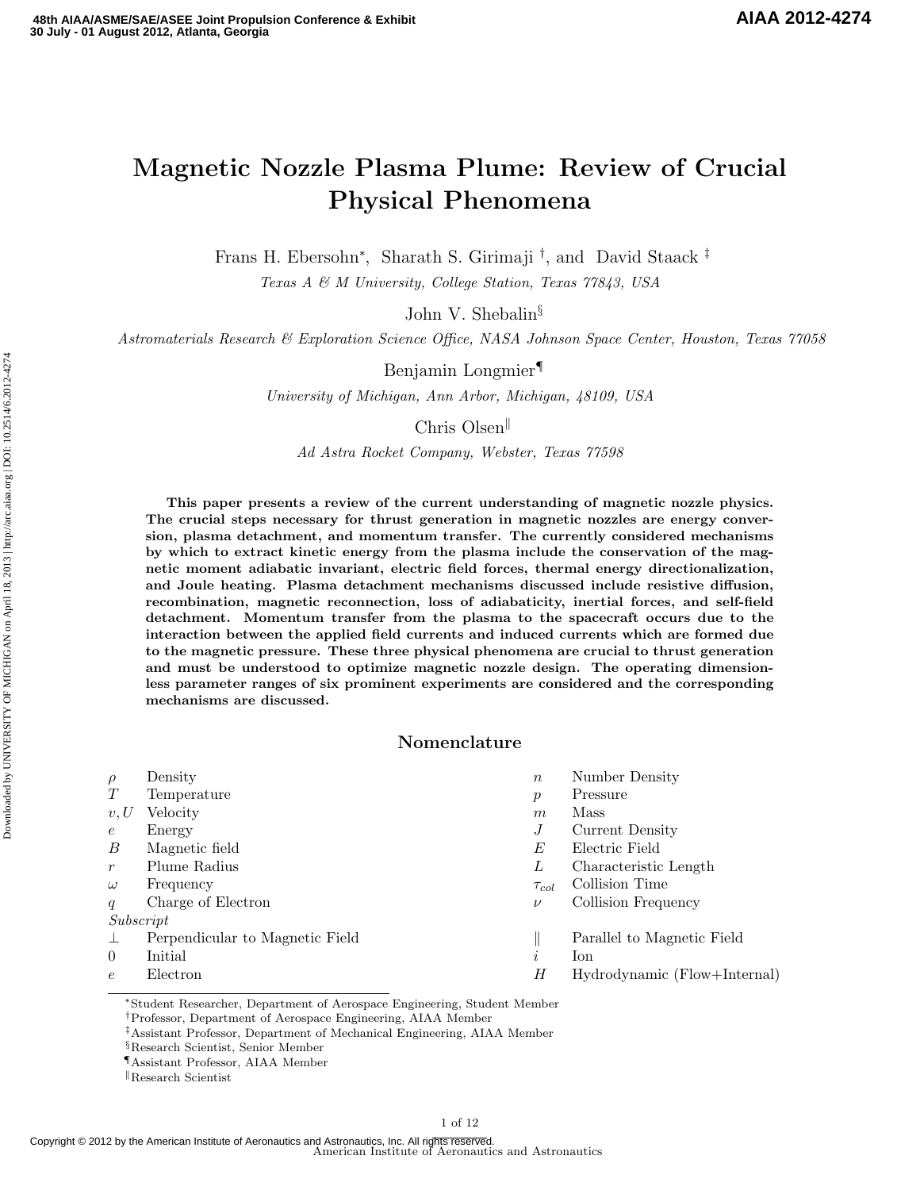# Magnetic Nozzle Plasma Plume: Review of Crucial Physical Phenomena

Frans H. Ebersohn[*], Sharath S. Girimaji[†], and David Staack[‡]

*Texas A & M University, College Station, Texas 77843, USA*

John V. Shebalin[§]

*Astromaterials Research & Exploration Science Office, NASA Johnson Space Center, Houston, Texas 77058*

Benjamin Longmier[¶]

*University of Michigan, Ann Arbor, Michigan, 48109, USA*

Chris Olsen[‖]

*Ad Astra Rocket Company, Webster, Texas 77598*

**This paper presents a review of the current understanding of magnetic nozzle physics. The crucial steps necessary for thrust generation in magnetic nozzles are energy conversion, plasma detachment, and momentum transfer. The currently considered mechanisms by which to extract kinetic energy from the plasma include the conservation of the magnetic moment adiabatic invariant, electric field forces, thermal energy directionalization, and Joule heating. Plasma detachment mechanisms discussed include resistive diffusion, recombination, magnetic reconnection, loss of adiabaticity, inertial forces, and self-field detachment. Momentum transfer from the plasma to the spacecraft occurs due to the interaction between the applied field currents and induced currents which are formed due to the magnetic pressure. These three physical phenomena are crucial to thrust generation and must be understood to optimize magnetic nozzle design. The operating dimensionless parameter ranges of six prominent experiments are considered and the corresponding mechanisms are discussed.**

## Nomenclature

| | | | |
|---|---|---|---|
| $\rho$ | Density | $n$ | Number Density |
| $T$ | Temperature | $p$ | Pressure |
| $v, U$ | Velocity | $m$ | Mass |
| $e$ | Energy | $J$ | Current Density |
| $B$ | Magnetic field | $E$ | Electric Field |
| $r$ | Plume Radius | $L$ | Characteristic Length |
| $\omega$ | Frequency | $\tau_{col}$ | Collision Time |
| $q$ | Charge of Electron | $\nu$ | Collision Frequency |
| *Subscript* | | | |
| $\perp$ | Perpendicular to Magnetic Field | $\parallel$ | Parallel to Magnetic Field |
| $0$ | Initial | $i$ | Ion |
| $e$ | Electron | $H$ | Hydrodynamic (Flow+Internal) |

[*] Student Researcher, Department of Aerospace Engineering, Student Member

[†] Professor, Department of Aerospace Engineering, AIAA Member

[‡] Assistant Professor, Department of Mechanical Engineering, AIAA Member

[§] Research Scientist, Senior Member

[¶] Assistant Professor, AIAA Member

[‖] Research Scientist

Copyright © 2012 by the American Institute of Aeronautics and Astronautics, Inc. All rights reserved.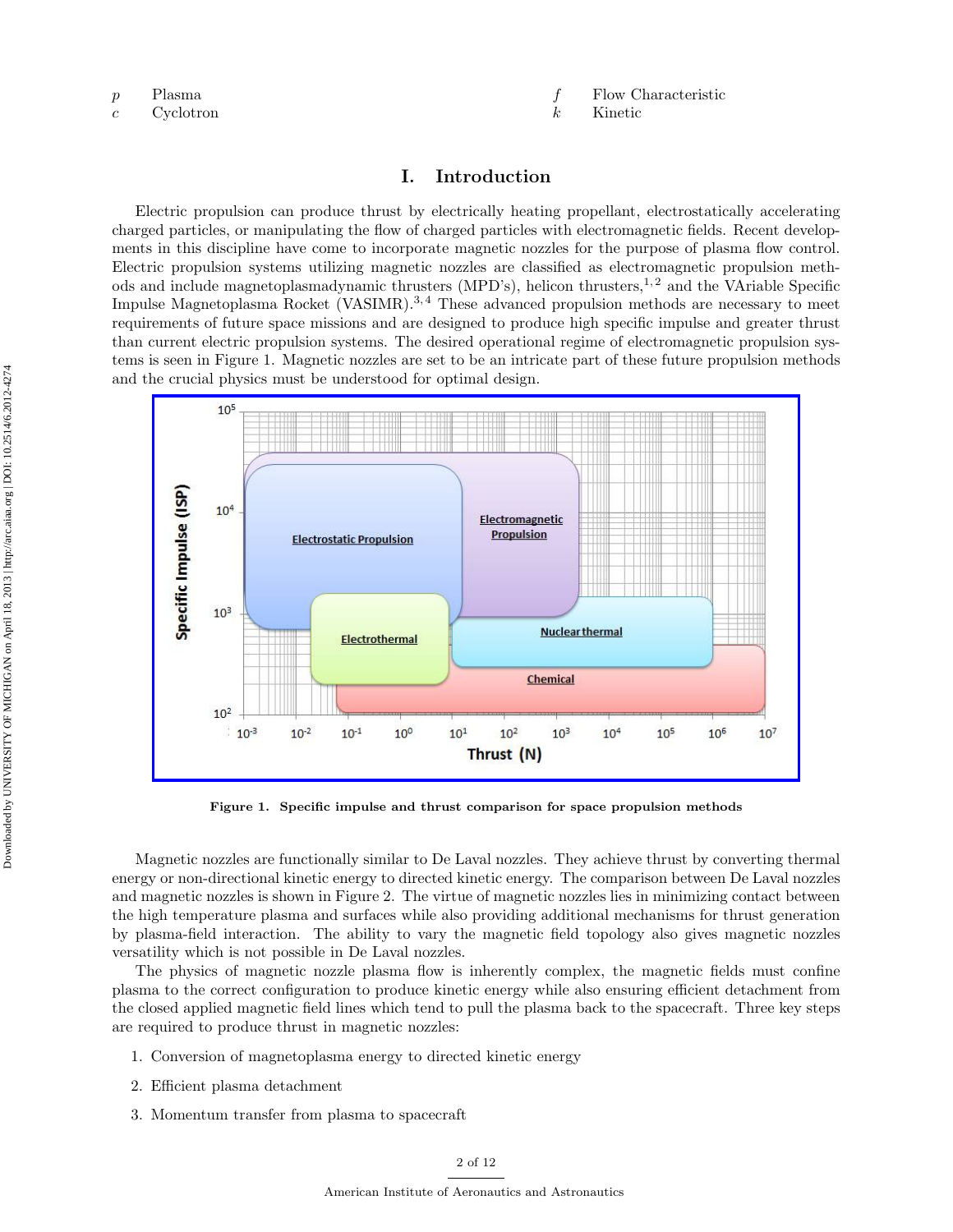| | | | |
|---|---|---|---|
| $p$ | Plasma | $f$ | Flow Characteristic |
| $c$ | Cyclotron | $k$ | Kinetic |

# I. Introduction

Electric propulsion can produce thrust by electrically heating propellant, electrostatically accelerating charged particles, or manipulating the flow of charged particles with electromagnetic fields. Recent developments in this discipline have come to incorporate magnetic nozzles for the purpose of plasma flow control. Electric propulsion systems utilizing magnetic nozzles are classified as electromagnetic propulsion methods and include magnetoplasmadynamic thrusters (MPD's), helicon thrusters,[1,2] and the VAriable Specific Impulse Magnetoplasma Rocket (VASIMR).[3,4] These advanced propulsion methods are necessary to meet requirements of future space missions and are designed to produce high specific impulse and greater thrust than current electric propulsion systems. The desired operational regime of electromagnetic propulsion systems is seen in Figure 1. Magnetic nozzles are set to be an intricate part of these future propulsion methods and the crucial physics must be understood for optimal design.

**Figure 1. Specific impulse and thrust comparison for space propulsion methods**

Magnetic nozzles are functionally similar to De Laval nozzles. They achieve thrust by converting thermal energy or non-directional kinetic energy to directed kinetic energy. The comparison between De Laval nozzles and magnetic nozzles is shown in Figure 2. The virtue of magnetic nozzles lies in minimizing contact between the high temperature plasma and surfaces while also providing additional mechanisms for thrust generation by plasma-field interaction. The ability to vary the magnetic field topology also gives magnetic nozzles versatility which is not possible in De Laval nozzles.

The physics of magnetic nozzle plasma flow is inherently complex, the magnetic fields must confine plasma to the correct configuration to produce kinetic energy while also ensuring efficient detachment from the closed applied magnetic field lines which tend to pull the plasma back to the spacecraft. Three key steps are required to produce thrust in magnetic nozzles:

1. Conversion of magnetoplasma energy to directed kinetic energy
2. Efficient plasma detachment
3. Momentum transfer from plasma to spacecraft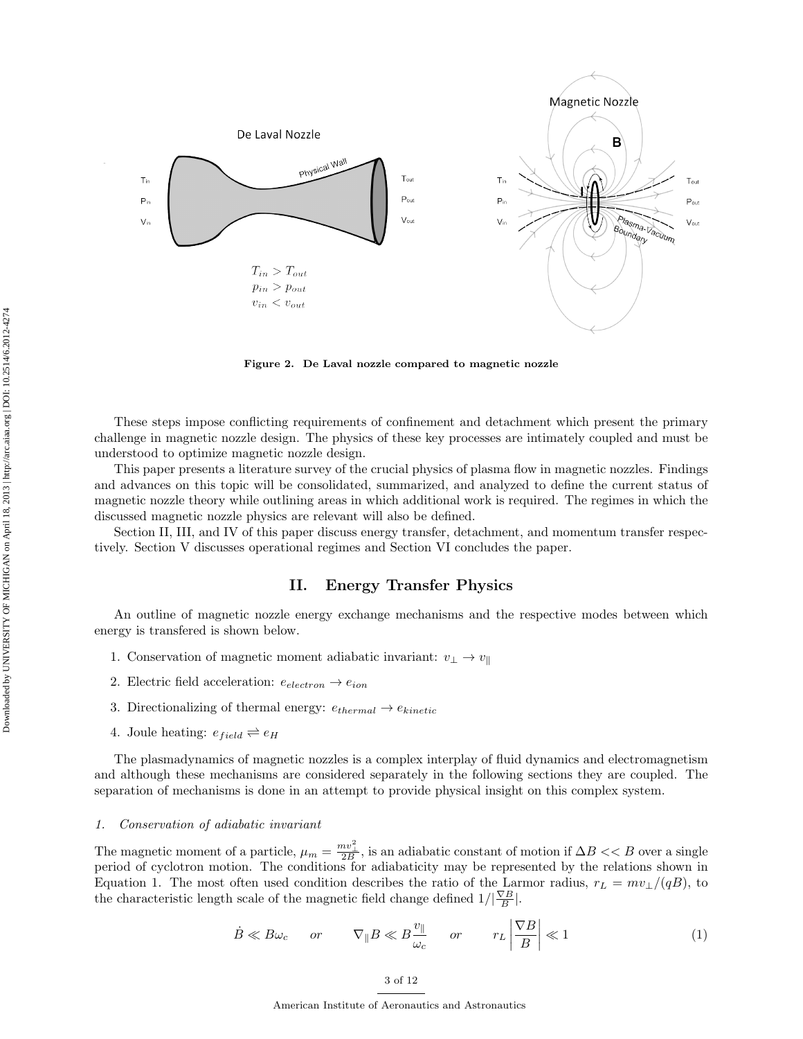$$T_{in} > T_{out}$$
$$p_{in} > p_{out}$$
$$v_{in} < v_{out}$$

**Figure 2. De Laval nozzle compared to magnetic nozzle**

These steps impose conflicting requirements of confinement and detachment which present the primary challenge in magnetic nozzle design. The physics of these key processes are intimately coupled and must be understood to optimize magnetic nozzle design.

This paper presents a literature survey of the crucial physics of plasma flow in magnetic nozzles. Findings and advances on this topic will be consolidated, summarized, and analyzed to define the current status of magnetic nozzle theory while outlining areas in which additional work is required. The regimes in which the discussed magnetic nozzle physics are relevant will also be defined.

Section II, III, and IV of this paper discuss energy transfer, detachment, and momentum transfer respectively. Section V discusses operational regimes and Section VI concludes the paper.

## II. Energy Transfer Physics

An outline of magnetic nozzle energy exchange mechanisms and the respective modes between which energy is transfered is shown below.

1. Conservation of magnetic moment adiabatic invariant: $v_{\perp} \rightarrow v_{\parallel}$
2. Electric field acceleration: $e_{electron} \rightarrow e_{ion}$
3. Directionalizing of thermal energy: $e_{thermal} \rightarrow e_{kinetic}$
4. Joule heating: $e_{field} \rightleftharpoons e_H$

The plasmadynamics of magnetic nozzles is a complex interplay of fluid dynamics and electromagnetism and although these mechanisms are considered separately in the following sections they are coupled. The separation of mechanisms is done in an attempt to provide physical insight on this complex system.

### *1. Conservation of adiabatic invariant*

The magnetic moment of a particle, $\mu_m = \frac{mv_{\perp}^2}{2B}$, is an adiabatic constant of motion if $\Delta B << B$ over a single period of cyclotron motion. The conditions for adiabaticity may be represented by the relations shown in Equation 1. The most often used condition describes the ratio of the Larmor radius, $r_L = mv_{\perp}/(qB)$, to the characteristic length scale of the magnetic field change defined $1/|\frac{\nabla B}{B}|$.

$$\dot{B} \ll B\omega_c \quad or \quad \nabla_{\parallel} B \ll B\frac{v_{\parallel}}{\omega_c} \quad or \quad r_L \left|\frac{\nabla B}{B}\right| \ll 1 \tag{1}$$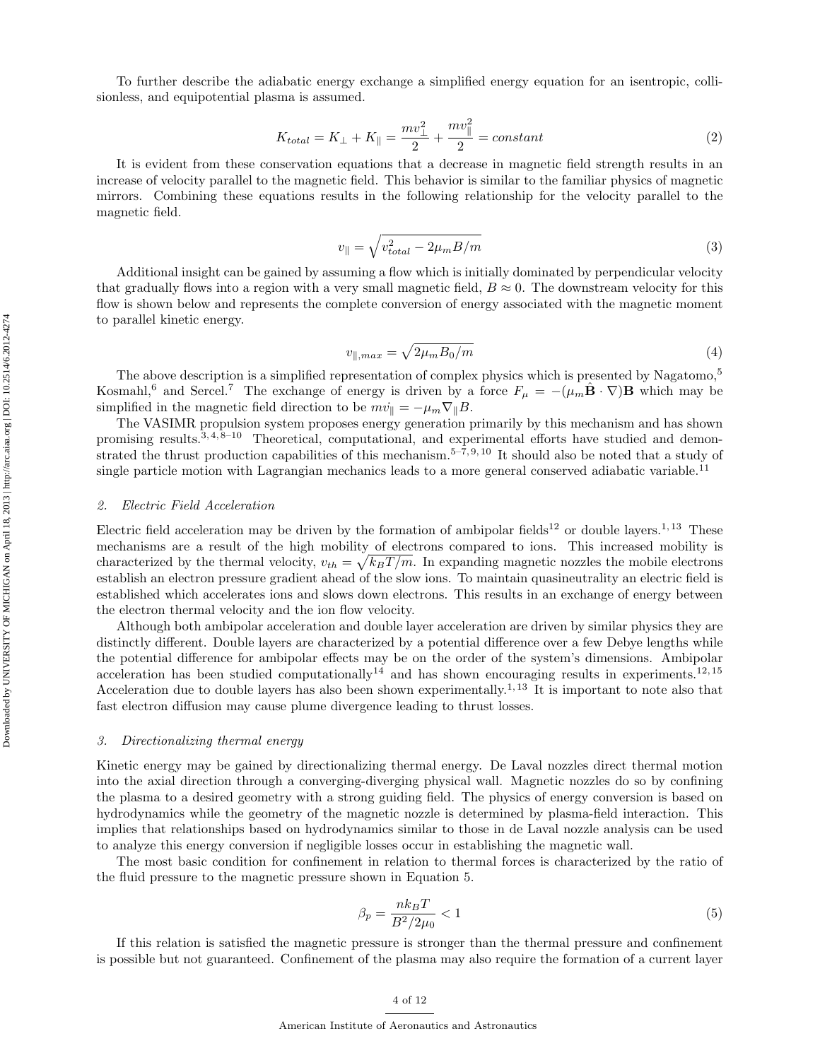To further describe the adiabatic energy exchange a simplified energy equation for an isentropic, collisionless, and equipotential plasma is assumed.

$$K_{total} = K_{\perp} + K_{\parallel} = \frac{mv_{\perp}^2}{2} + \frac{mv_{\parallel}^2}{2} = constant \tag{2}$$

It is evident from these conservation equations that a decrease in magnetic field strength results in an increase of velocity parallel to the magnetic field. This behavior is similar to the familiar physics of magnetic mirrors. Combining these equations results in the following relationship for the velocity parallel to the magnetic field.

$$v_{\parallel} = \sqrt{v_{total}^2 - 2\mu_m B/m} \tag{3}$$

Additional insight can be gained by assuming a flow which is initially dominated by perpendicular velocity that gradually flows into a region with a very small magnetic field, $B \approx 0$. The downstream velocity for this flow is shown below and represents the complete conversion of energy associated with the magnetic moment to parallel kinetic energy.

$$v_{\parallel,max} = \sqrt{2\mu_m B_0/m} \tag{4}$$

The above description is a simplified representation of complex physics which is presented by Nagatomo,[5] Kosmahl,[6] and Sercel.[7] The exchange of energy is driven by a force $F_{\mu} = -(\mu_m \hat{\mathbf{B}} \cdot \nabla)\mathbf{B}$ which may be simplified in the magnetic field direction to be $m\dot{v_{\parallel}} = -\mu_m \nabla_{\parallel} B$.

The VASIMR propulsion system proposes energy generation primarily by this mechanism and has shown promising results.[3,4,8–10] Theoretical, computational, and experimental efforts have studied and demonstrated the thrust production capabilities of this mechanism.[5–7,9,10] It should also be noted that a study of single particle motion with Lagrangian mechanics leads to a more general conserved adiabatic variable.[11]

### 2. *Electric Field Acceleration*

Electric field acceleration may be driven by the formation of ambipolar fields[12] or double layers.[1,13] These mechanisms are a result of the high mobility of electrons compared to ions. This increased mobility is characterized by the thermal velocity, $v_{th} = \sqrt{k_B T/m}$. In expanding magnetic nozzles the mobile electrons establish an electron pressure gradient ahead of the slow ions. To maintain quasineutrality an electric field is established which accelerates ions and slows down electrons. This results in an exchange of energy between the electron thermal velocity and the ion flow velocity.

Although both ambipolar acceleration and double layer acceleration are driven by similar physics they are distinctly different. Double layers are characterized by a potential difference over a few Debye lengths while the potential difference for ambipolar effects may be on the order of the system's dimensions. Ambipolar acceleration has been studied computationally[14] and has shown encouraging results in experiments.[12,15] Acceleration due to double layers has also been shown experimentally.[1,13] It is important to note also that fast electron diffusion may cause plume divergence leading to thrust losses.

### 3. *Directionalizing thermal energy*

Kinetic energy may be gained by directionalizing thermal energy. De Laval nozzles direct thermal motion into the axial direction through a converging-diverging physical wall. Magnetic nozzles do so by confining the plasma to a desired geometry with a strong guiding field. The physics of energy conversion is based on hydrodynamics while the geometry of the magnetic nozzle is determined by plasma-field interaction. This implies that relationships based on hydrodynamics similar to those in de Laval nozzle analysis can be used to analyze this energy conversion if negligible losses occur in establishing the magnetic wall.

The most basic condition for confinement in relation to thermal forces is characterized by the ratio of the fluid pressure to the magnetic pressure shown in Equation 5.

$$\beta_p = \frac{nk_B T}{B^2/2\mu_0} < 1 \tag{5}$$

If this relation is satisfied the magnetic pressure is stronger than the thermal pressure and confinement is possible but not guaranteed. Confinement of the plasma may also require the formation of a current layer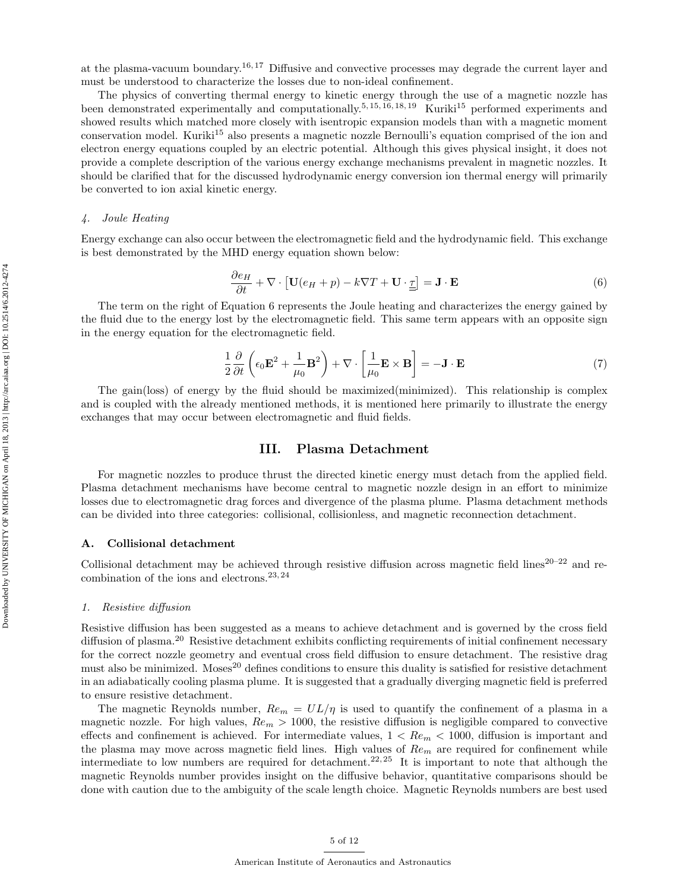at the plasma-vacuum boundary.[16,17] Diffusive and convective processes may degrade the current layer and must be understood to characterize the losses due to non-ideal confinement.

The physics of converting thermal energy to kinetic energy through the use of a magnetic nozzle has been demonstrated experimentally and computationally.[5,15,16,18,19] Kuriki[15] performed experiments and showed results which matched more closely with isentropic expansion models than with a magnetic moment conservation model. Kuriki[15] also presents a magnetic nozzle Bernoulli's equation comprised of the ion and electron energy equations coupled by an electric potential. Although this gives physical insight, it does not provide a complete description of the various energy exchange mechanisms prevalent in magnetic nozzles. It should be clarified that for the discussed hydrodynamic energy conversion ion thermal energy will primarily be converted to ion axial kinetic energy.

#### *4. Joule Heating*

Energy exchange can also occur between the electromagnetic field and the hydrodynamic field. This exchange is best demonstrated by the MHD energy equation shown below:

$$\frac{\partial e_H}{\partial t} + \nabla \cdot \left[ \mathbf{U}(e_H + p) - k \nabla T + \mathbf{U} \cdot \underline{\underline{\tau}} \right] = \mathbf{J} \cdot \mathbf{E} \tag{6}$$

The term on the right of Equation 6 represents the Joule heating and characterizes the energy gained by the fluid due to the energy lost by the electromagnetic field. This same term appears with an opposite sign in the energy equation for the electromagnetic field.

$$\frac{1}{2}\frac{\partial}{\partial t}\left( \epsilon_0 \mathbf{E}^2 + \frac{1}{\mu_0}\mathbf{B}^2 \right) + \nabla \cdot \left[ \frac{1}{\mu_0} \mathbf{E} \times \mathbf{B} \right] = -\mathbf{J} \cdot \mathbf{E} \tag{7}$$

The gain(loss) of energy by the fluid should be maximized(minimized). This relationship is complex and is coupled with the already mentioned methods, it is mentioned here primarily to illustrate the energy exchanges that may occur between electromagnetic and fluid fields.

## III. Plasma Detachment

For magnetic nozzles to produce thrust the directed kinetic energy must detach from the applied field. Plasma detachment mechanisms have become central to magnetic nozzle design in an effort to minimize losses due to electromagnetic drag forces and divergence of the plasma plume. Plasma detachment methods can be divided into three categories: collisional, collisionless, and magnetic reconnection detachment.

### A. Collisional detachment

Collisional detachment may be achieved through resistive diffusion across magnetic field lines[20–22] and recombination of the ions and electrons.[23,24]

#### *1. Resistive diffusion*

Resistive diffusion has been suggested as a means to achieve detachment and is governed by the cross field diffusion of plasma.[20] Resistive detachment exhibits conflicting requirements of initial confinement necessary for the correct nozzle geometry and eventual cross field diffusion to ensure detachment. The resistive drag must also be minimized. Moses[20] defines conditions to ensure this duality is satisfied for resistive detachment in an adiabatically cooling plasma plume. It is suggested that a gradually diverging magnetic field is preferred to ensure resistive detachment.

The magnetic Reynolds number, $Re_m = UL/\eta$ is used to quantify the confinement of a plasma in a magnetic nozzle. For high values, $Re_m > 1000$, the resistive diffusion is negligible compared to convective effects and confinement is achieved. For intermediate values, $1 < Re_m < 1000$, diffusion is important and the plasma may move across magnetic field lines. High values of $Re_m$ are required for confinement while intermediate to low numbers are required for detachment.[22,25] It is important to note that although the magnetic Reynolds number provides insight on the diffusive behavior, quantitative comparisons should be done with caution due to the ambiguity of the scale length choice. Magnetic Reynolds numbers are best used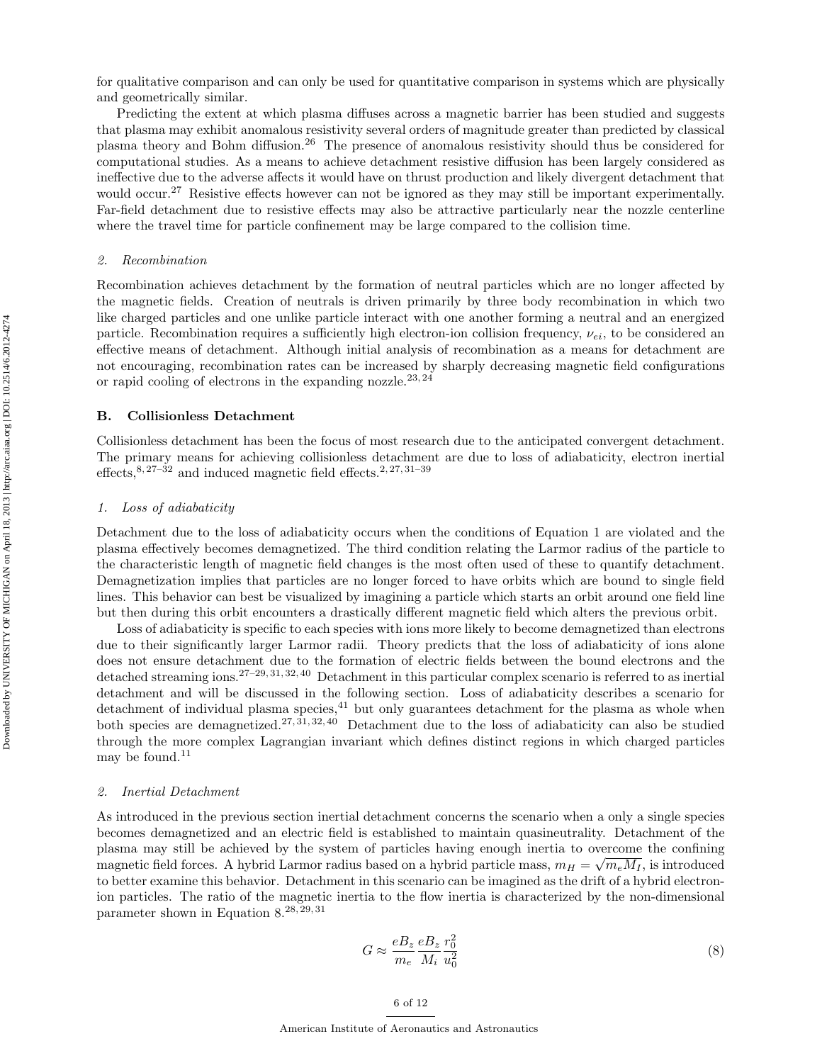for qualitative comparison and can only be used for quantitative comparison in systems which are physically and geometrically similar.

Predicting the extent at which plasma diffuses across a magnetic barrier has been studied and suggests that plasma may exhibit anomalous resistivity several orders of magnitude greater than predicted by classical plasma theory and Bohm diffusion.[26] The presence of anomalous resistivity should thus be considered for computational studies. As a means to achieve detachment resistive diffusion has been largely considered as ineffective due to the adverse affects it would have on thrust production and likely divergent detachment that would occur.[27] Resistive effects however can not be ignored as they may still be important experimentally. Far-field detachment due to resistive effects may also be attractive particularly near the nozzle centerline where the travel time for particle confinement may be large compared to the collision time.

#### *2. Recombination*

Recombination achieves detachment by the formation of neutral particles which are no longer affected by the magnetic fields. Creation of neutrals is driven primarily by three body recombination in which two like charged particles and one unlike particle interact with one another forming a neutral and an energized particle. Recombination requires a sufficiently high electron-ion collision frequency, $\nu_{ei}$, to be considered an effective means of detachment. Although initial analysis of recombination as a means for detachment are not encouraging, recombination rates can be increased by sharply decreasing magnetic field configurations or rapid cooling of electrons in the expanding nozzle.[23,24]

### B. Collisionless Detachment

Collisionless detachment has been the focus of most research due to the anticipated convergent detachment. The primary means for achieving collisionless detachment are due to loss of adiabaticity, electron inertial effects,[8,27–32] and induced magnetic field effects.[2,27,31–39]

#### *1. Loss of adiabaticity*

Detachment due to the loss of adiabaticity occurs when the conditions of Equation 1 are violated and the plasma effectively becomes demagnetized. The third condition relating the Larmor radius of the particle to the characteristic length of magnetic field changes is the most often used of these to quantify detachment. Demagnetization implies that particles are no longer forced to have orbits which are bound to single field lines. This behavior can best be visualized by imagining a particle which starts an orbit around one field line but then during this orbit encounters a drastically different magnetic field which alters the previous orbit.

Loss of adiabaticity is specific to each species with ions more likely to become demagnetized than electrons due to their significantly larger Larmor radii. Theory predicts that the loss of adiabaticity of ions alone does not ensure detachment due to the formation of electric fields between the bound electrons and the detached streaming ions.[27–29,31,32,40] Detachment in this particular complex scenario is referred to as inertial detachment and will be discussed in the following section. Loss of adiabaticity describes a scenario for detachment of individual plasma species,[41] but only guarantees detachment for the plasma as whole when both species are demagnetized.[27,31,32,40] Detachment due to the loss of adiabaticity can also be studied through the more complex Lagrangian invariant which defines distinct regions in which charged particles may be found.[11]

#### *2. Inertial Detachment*

As introduced in the previous section inertial detachment concerns the scenario when a only a single species becomes demagnetized and an electric field is established to maintain quasineutrality. Detachment of the plasma may still be achieved by the system of particles having enough inertia to overcome the confining magnetic field forces. A hybrid Larmor radius based on a hybrid particle mass, $m_H = \sqrt{m_e M_I}$, is introduced to better examine this behavior. Detachment in this scenario can be imagined as the drift of a hybrid electron-ion particles. The ratio of the magnetic inertia to the flow inertia is characterized by the non-dimensional parameter shown in Equation 8.[28,29,31]

$$G \approx \frac{eB_z}{m_e} \frac{eB_z}{M_i} \frac{r_0^2}{u_0^2} \tag{8}$$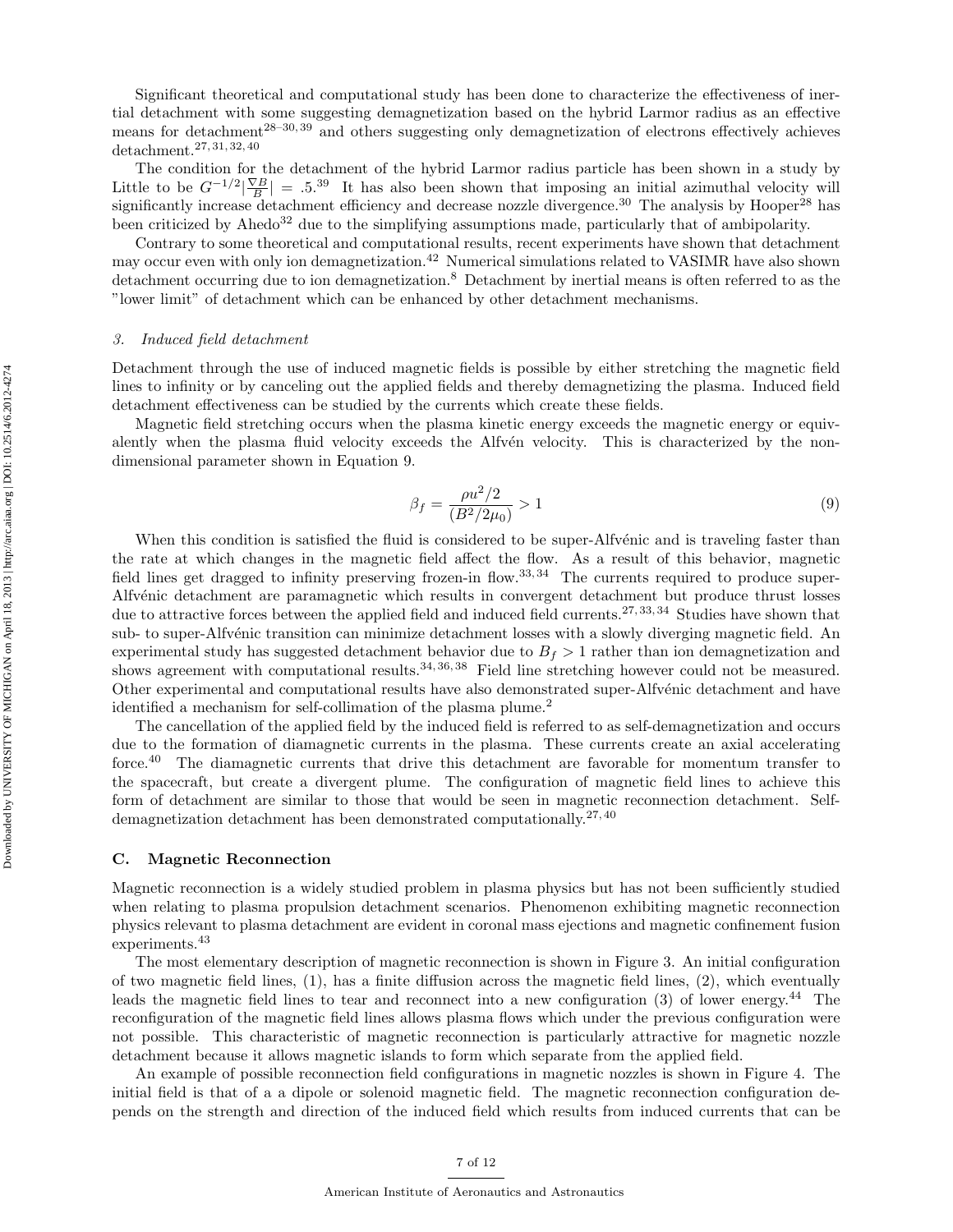Significant theoretical and computational study has been done to characterize the effectiveness of inertial detachment with some suggesting demagnetization based on the hybrid Larmor radius as an effective means for detachment[28–30,39] and others suggesting only demagnetization of electrons effectively achieves detachment.[27,31,32,40]

The condition for the detachment of the hybrid Larmor radius particle has been shown in a study by Little to be $G^{-1/2}|\frac{\nabla B}{B}| = .5$.[39] It has also been shown that imposing an initial azimuthal velocity will significantly increase detachment efficiency and decrease nozzle divergence.[30] The analysis by Hooper[28] has been criticized by Ahedo[32] due to the simplifying assumptions made, particularly that of ambipolarity.

Contrary to some theoretical and computational results, recent experiments have shown that detachment may occur even with only ion demagnetization.[42] Numerical simulations related to VASIMR have also shown detachment occurring due to ion demagnetization.[8] Detachment by inertial means is often referred to as the "lower limit" of detachment which can be enhanced by other detachment mechanisms.

### *3. Induced field detachment*

Detachment through the use of induced magnetic fields is possible by either stretching the magnetic field lines to infinity or by canceling out the applied fields and thereby demagnetizing the plasma. Induced field detachment effectiveness can be studied by the currents which create these fields.

Magnetic field stretching occurs when the plasma kinetic energy exceeds the magnetic energy or equivalently when the plasma fluid velocity exceeds the Alfvén velocity. This is characterized by the non-dimensional parameter shown in Equation 9.

$$\beta_f = \frac{\rho u^2/2}{(B^2/2\mu_0)} > 1 \tag{9}$$

When this condition is satisfied the fluid is considered to be super-Alfvénic and is traveling faster than the rate at which changes in the magnetic field affect the flow. As a result of this behavior, magnetic field lines get dragged to infinity preserving frozen-in flow.[33,34] The currents required to produce super-Alfvénic detachment are paramagnetic which results in convergent detachment but produce thrust losses due to attractive forces between the applied field and induced field currents.[27,33,34] Studies have shown that sub- to super-Alfvénic transition can minimize detachment losses with a slowly diverging magnetic field. An experimental study has suggested detachment behavior due to $B_f > 1$ rather than ion demagnetization and shows agreement with computational results.[34,36,38] Field line stretching however could not be measured. Other experimental and computational results have also demonstrated super-Alfvénic detachment and have identified a mechanism for self-collimation of the plasma plume.[2]

The cancellation of the applied field by the induced field is referred to as self-demagnetization and occurs due to the formation of diamagnetic currents in the plasma. These currents create an axial accelerating force.[40] The diamagnetic currents that drive this detachment are favorable for momentum transfer to the spacecraft, but create a divergent plume. The configuration of magnetic field lines to achieve this form of detachment are similar to those that would be seen in magnetic reconnection detachment. Self-demagnetization detachment has been demonstrated computationally.[27,40]

## C. Magnetic Reconnection

Magnetic reconnection is a widely studied problem in plasma physics but has not been sufficiently studied when relating to plasma propulsion detachment scenarios. Phenomenon exhibiting magnetic reconnection physics relevant to plasma detachment are evident in coronal mass ejections and magnetic confinement fusion experiments.[43]

The most elementary description of magnetic reconnection is shown in Figure 3. An initial configuration of two magnetic field lines, (1), has a finite diffusion across the magnetic field lines, (2), which eventually leads the magnetic field lines to tear and reconnect into a new configuration (3) of lower energy.[44] The reconfiguration of the magnetic field lines allows plasma flows which under the previous configuration were not possible. This characteristic of magnetic reconnection is particularly attractive for magnetic nozzle detachment because it allows magnetic islands to form which separate from the applied field.

An example of possible reconnection field configurations in magnetic nozzles is shown in Figure 4. The initial field is that of a a dipole or solenoid magnetic field. The magnetic reconnection configuration depends on the strength and direction of the induced field which results from induced currents that can be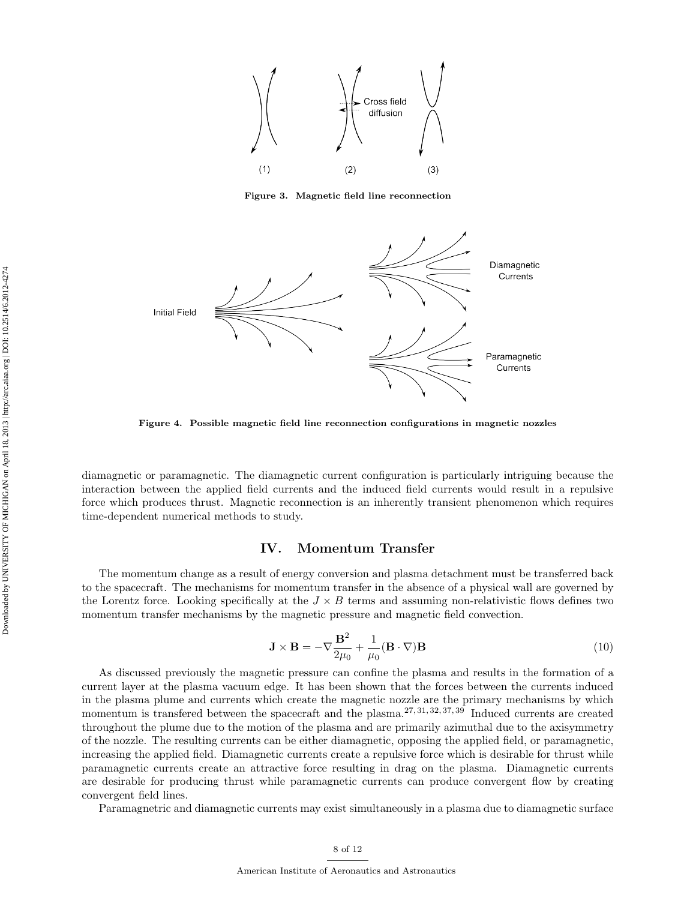Figure 3. Magnetic field line reconnection

Figure 4. Possible magnetic field line reconnection configurations in magnetic nozzles

diamagnetic or paramagnetic. The diamagnetic current configuration is particularly intriguing because the interaction between the applied field currents and the induced field currents would result in a repulsive force which produces thrust. Magnetic reconnection is an inherently transient phenomenon which requires time-dependent numerical methods to study.

## IV. Momentum Transfer

The momentum change as a result of energy conversion and plasma detachment must be transferred back to the spacecraft. The mechanisms for momentum transfer in the absence of a physical wall are governed by the Lorentz force. Looking specifically at the $J \times B$ terms and assuming non-relativistic flows defines two momentum transfer mechanisms by the magnetic pressure and magnetic field convection.

$$\mathbf{J} \times \mathbf{B} = -\nabla \frac{\mathbf{B}^2}{2\mu_0} + \frac{1}{\mu_0}(\mathbf{B} \cdot \nabla)\mathbf{B} \tag{10}$$

As discussed previously the magnetic pressure can confine the plasma and results in the formation of a current layer at the plasma vacuum edge. It has been shown that the forces between the currents induced in the plasma plume and currents which create the magnetic nozzle are the primary mechanisms by which momentum is transfered between the spacecraft and the plasma.[27,31,32,37,39] Induced currents are created throughout the plume due to the motion of the plasma and are primarily azimuthal due to the axisymmetry of the nozzle. The resulting currents can be either diamagnetic, opposing the applied field, or paramagnetic, increasing the applied field. Diamagnetic currents create a repulsive force which is desirable for thrust while paramagnetic currents create an attractive force resulting in drag on the plasma. Diamagnetic currents are desirable for producing thrust while paramagnetic currents can produce convergent flow by creating convergent field lines.

Paramagnetric and diamagnetic currents may exist simultaneously in a plasma due to diamagnetic surface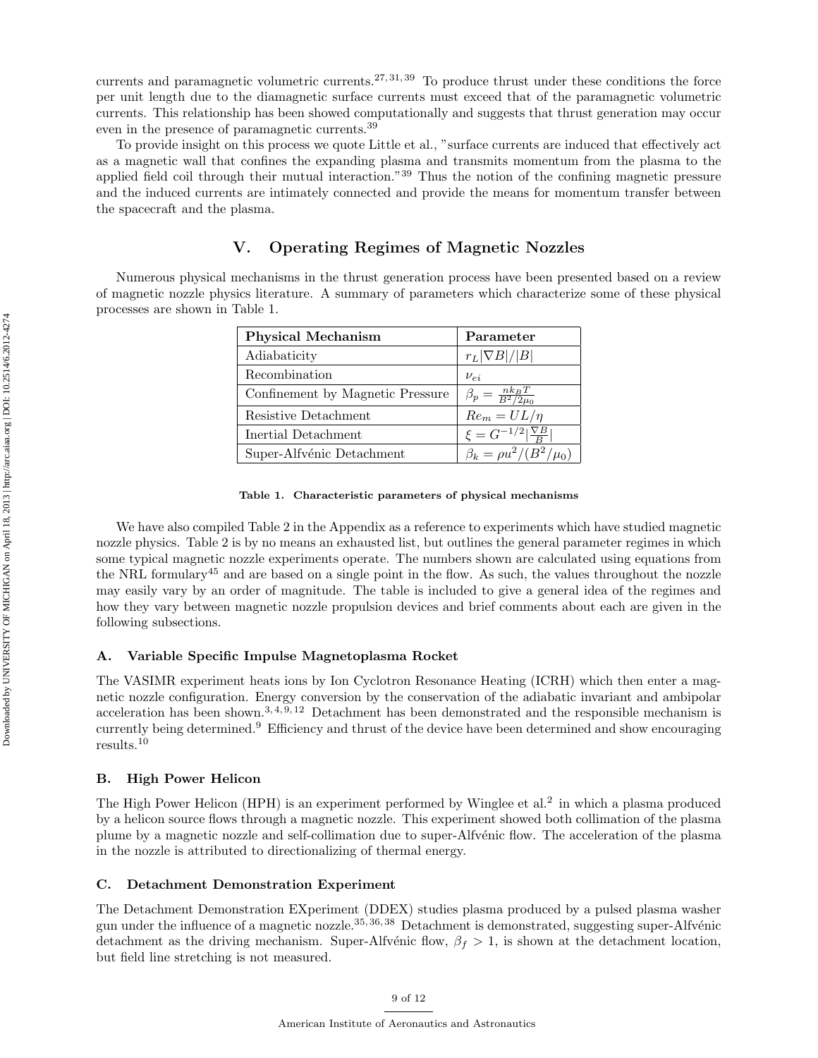currents and paramagnetic volumetric currents.[27,31,39] To produce thrust under these conditions the force per unit length due to the diamagnetic surface currents must exceed that of the paramagnetic volumetric currents. This relationship has been showed computationally and suggests that thrust generation may occur even in the presence of paramagnetic currents.[39]

To provide insight on this process we quote Little et al., "surface currents are induced that effectively act as a magnetic wall that confines the expanding plasma and transmits momentum from the plasma to the applied field coil through their mutual interaction."[39] Thus the notion of the confining magnetic pressure and the induced currents are intimately connected and provide the means for momentum transfer between the spacecraft and the plasma.

## V. Operating Regimes of Magnetic Nozzles

Numerous physical mechanisms in the thrust generation process have been presented based on a review of magnetic nozzle physics literature. A summary of parameters which characterize some of these physical processes are shown in Table 1.

| **Physical Mechanism** | **Parameter** |
|---|---|
| Adiabaticity | $r_L\|\nabla B\|/\|B\|$ |
| Recombination | $\nu_{ei}$ |
| Confinement by Magnetic Pressure | $\beta_p = \frac{nk_BT}{B^2/2\mu_0}$ |
| Resistive Detachment | $Re_m = UL/\eta$ |
| Inertial Detachment | $\xi = G^{-1/2}\|\frac{\nabla B}{B}\|$ |
| Super-Alfvénic Detachment | $\beta_k = \rho u^2/(B^2/\mu_0)$ |

**Table 1. Characteristic parameters of physical mechanisms**

We have also compiled Table 2 in the Appendix as a reference to experiments which have studied magnetic nozzle physics. Table 2 is by no means an exhausted list, but outlines the general parameter regimes in which some typical magnetic nozzle experiments operate. The numbers shown are calculated using equations from the NRL formulary[45] and are based on a single point in the flow. As such, the values throughout the nozzle may easily vary by an order of magnitude. The table is included to give a general idea of the regimes and how they vary between magnetic nozzle propulsion devices and brief comments about each are given in the following subsections.

### A. Variable Specific Impulse Magnetoplasma Rocket

The VASIMR experiment heats ions by Ion Cyclotron Resonance Heating (ICRH) which then enter a magnetic nozzle configuration. Energy conversion by the conservation of the adiabatic invariant and ambipolar acceleration has been shown.[3,4,9,12] Detachment has been demonstrated and the responsible mechanism is currently being determined.[9] Efficiency and thrust of the device have been determined and show encouraging results.[10]

### B. High Power Helicon

The High Power Helicon (HPH) is an experiment performed by Winglee et al.[2] in which a plasma produced by a helicon source flows through a magnetic nozzle. This experiment showed both collimation of the plasma plume by a magnetic nozzle and self-collimation due to super-Alfvénic flow. The acceleration of the plasma in the nozzle is attributed to directionalizing of thermal energy.

### C. Detachment Demonstration Experiment

The Detachment Demonstration EXperiment (DDEX) studies plasma produced by a pulsed plasma washer gun under the influence of a magnetic nozzle.[35,36,38] Detachment is demonstrated, suggesting super-Alfvénic detachment as the driving mechanism. Super-Alfvénic flow, $\beta_f > 1$, is shown at the detachment location, but field line stretching is not measured.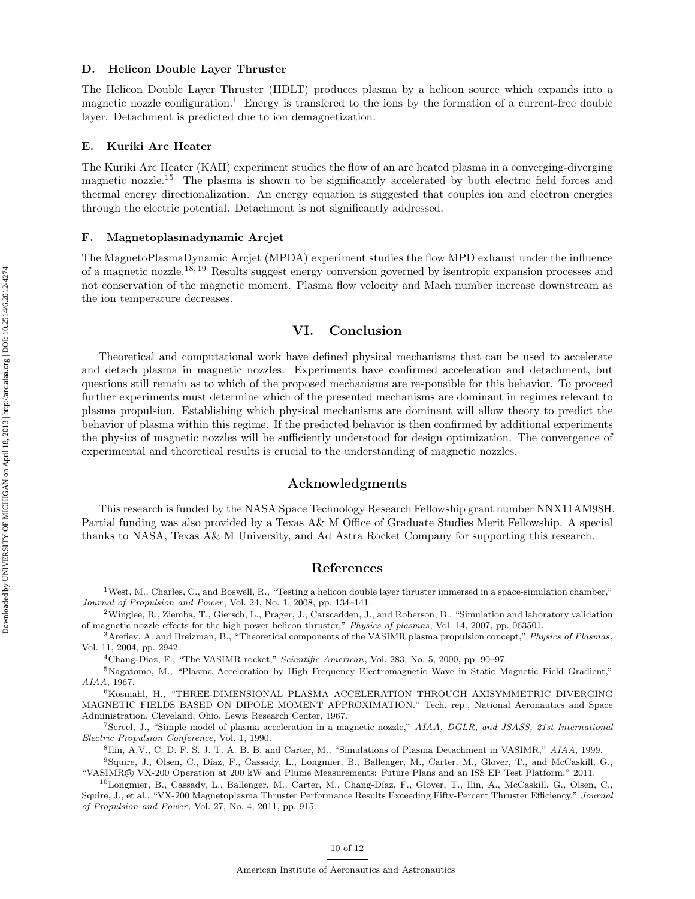### D. Helicon Double Layer Thruster

The Helicon Double Layer Thruster (HDLT) produces plasma by a helicon source which expands into a magnetic nozzle configuration.[1] Energy is transfered to the ions by the formation of a current-free double layer. Detachment is predicted due to ion demagnetization.

### E. Kuriki Arc Heater

The Kuriki Arc Heater (KAH) experiment studies the flow of an arc heated plasma in a converging-diverging magnetic nozzle.[15] The plasma is shown to be significantly accelerated by both electric field forces and thermal energy directionalization. An energy equation is suggested that couples ion and electron energies through the electric potential. Detachment is not significantly addressed.

### F. Magnetoplasmadynamic Arcjet

The MagnetoPlasmaDynamic Arcjet (MPDA) experiment studies the flow MPD exhaust under the influence of a magnetic nozzle.[18,19] Results suggest energy conversion governed by isentropic expansion processes and not conservation of the magnetic moment. Plasma flow velocity and Mach number increase downstream as the ion temperature decreases.

## VI. Conclusion

Theoretical and computational work have defined physical mechanisms that can be used to accelerate and detach plasma in magnetic nozzles. Experiments have confirmed acceleration and detachment, but questions still remain as to which of the proposed mechanisms are responsible for this behavior. To proceed further experiments must determine which of the presented mechanisms are dominant in regimes relevant to plasma propulsion. Establishing which physical mechanisms are dominant will allow theory to predict the behavior of plasma within this regime. If the predicted behavior is then confirmed by additional experiments the physics of magnetic nozzles will be sufficiently understood for design optimization. The convergence of experimental and theoretical results is crucial to the understanding of magnetic nozzles.

## Acknowledgments

This research is funded by the NASA Space Technology Research Fellowship grant number NNX11AM98H. Partial funding was also provided by a Texas A& M Office of Graduate Studies Merit Fellowship. A special thanks to NASA, Texas A& M University, and Ad Astra Rocket Company for supporting this research.

## References

[1] West, M., Charles, C., and Boswell, R., "Testing a helicon double layer thruster immersed in a space-simulation chamber," *Journal of Propulsion and Power*, Vol. 24, No. 1, 2008, pp. 134–141.

[2] Winglee, R., Ziemba, T., Giersch, L., Prager, J., Carscadden, J., and Roberson, B., "Simulation and laboratory validation of magnetic nozzle effects for the high power helicon thruster," *Physics of plasmas*, Vol. 14, 2007, pp. 063501.

[3] Arefiev, A. and Breizman, B., "Theoretical components of the VASIMR plasma propulsion concept," *Physics of Plasmas*, Vol. 11, 2004, pp. 2942.

[4] Chang-Diaz, F., "The VASIMR rocket," *Scientific American*, Vol. 283, No. 5, 2000, pp. 90–97.

[5] Nagatomo, M., "Plasma Acceleration by High Frequency Electromagnetic Wave in Static Magnetic Field Gradient," *AIAA*, 1967.

[6] Kosmahl, H., "THREE-DIMENSIONAL PLASMA ACCELERATION THROUGH AXISYMMETRIC DIVERGING MAGNETIC FIELDS BASED ON DIPOLE MOMENT APPROXIMATION." Tech. rep., National Aeronautics and Space Administration, Cleveland, Ohio. Lewis Research Center, 1967.

[7] Sercel, J., "Simple model of plasma acceleration in a magnetic nozzle," *AIAA, DGLR, and JSASS, 21st International Electric Propulsion Conference*, Vol. 1, 1990.

[8] Ilin, A.V., C. D. F. S. J. T. A. B. B. and Carter, M., "Simulations of Plasma Detachment in VASIMR," *AIAA*, 1999.

[9] Squire, J., Olsen, C., Díaz, F., Cassady, L., Longmier, B., Ballenger, M., Carter, M., Glover, T., and McCaskill, G., "VASIMR® VX-200 Operation at 200 kW and Plume Measurements: Future Plans and an ISS EP Test Platform," 2011.

[10] Longmier, B., Cassady, L., Ballenger, M., Carter, M., Chang-Díaz, F., Glover, T., Ilin, A., McCaskill, G., Olsen, C., Squire, J., et al., "VX-200 Magnetoplasma Thruster Performance Results Exceeding Fifty-Percent Thruster Efficiency," *Journal of Propulsion and Power*, Vol. 27, No. 4, 2011, pp. 915.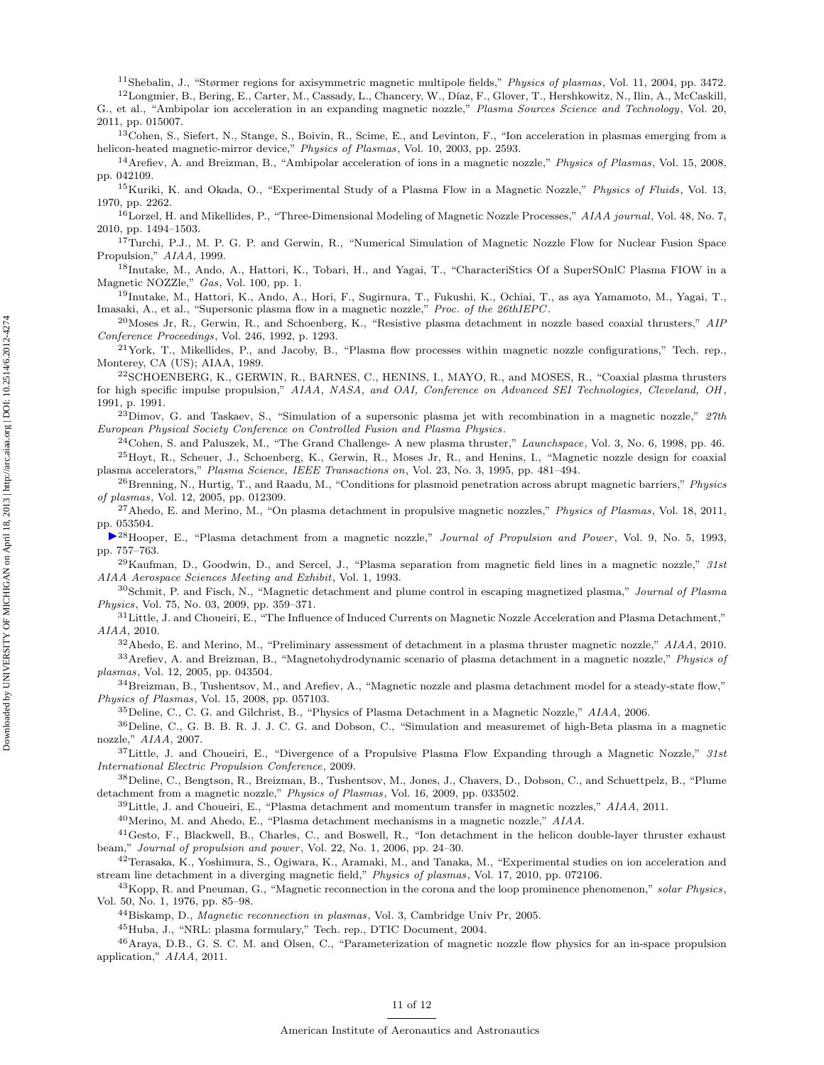[11]Shebalin, J., "Størmer regions for axisymmetric magnetic multipole fields," *Physics of plasmas*, Vol. 11, 2004, pp. 3472.

[12]Longmier, B., Bering, E., Carter, M., Cassady, L., Chancery, W., Díaz, F., Glover, T., Hershkowitz, N., Ilin, A., McCaskill, G., et al., "Ambipolar ion acceleration in an expanding magnetic nozzle," *Plasma Sources Science and Technology*, Vol. 20, 2011, pp. 015007.

[13]Cohen, S., Siefert, N., Stange, S., Boivin, R., Scime, E., and Levinton, F., "Ion acceleration in plasmas emerging from a helicon-heated magnetic-mirror device," *Physics of Plasmas*, Vol. 10, 2003, pp. 2593.

[14]Arefiev, A. and Breizman, B., "Ambipolar acceleration of ions in a magnetic nozzle," *Physics of Plasmas*, Vol. 15, 2008, pp. 042109.

[15]Kuriki, K. and Okada, O., "Experimental Study of a Plasma Flow in a Magnetic Nozzle," *Physics of Fluids*, Vol. 13, 1970, pp. 2262.

[16]Lorzel, H. and Mikellides, P., "Three-Dimensional Modeling of Magnetic Nozzle Processes," *AIAA journal*, Vol. 48, No. 7, 2010, pp. 1494–1503.

[17]Turchi, P.J., M. P. G. P. and Gerwin, R., "Numerical Simulation of Magnetic Nozzle Flow for Nuclear Fusion Space Propulsion," *AIAA*, 1999.

[18]Inutake, M., Ando, A., Hattori, K., Tobari, H., and Yagai, T., "CharacteriStics Of a SuperSOnlC Plasma FIOW in a Magnetic NOZZle," *Gas*, Vol. 100, pp. 1.

[19]Inutake, M., Hattori, K., Ando, A., Hori, F., Sugirnura, T., Fukushi, K., Ochiai, T., as aya Yamamoto, M., Yagai, T., Imasaki, A., et al., "Supersonic plasma flow in a magnetic nozzle," *Proc. of the 26thIEPC*.

[20]Moses Jr, R., Gerwin, R., and Schoenberg, K., "Resistive plasma detachment in nozzle based coaxial thrusters," *AIP Conference Proceedings*, Vol. 246, 1992, p. 1293.

[21]York, T., Mikellides, P., and Jacoby, B., "Plasma flow processes within magnetic nozzle configurations," Tech. rep., Monterey, CA (US); AIAA, 1989.

[22]SCHOENBERG, K., GERWIN, R., BARNES, C., HENINS, I., MAYO, R., and MOSES, R., "Coaxial plasma thrusters for high specific impulse propulsion," *AIAA, NASA, and OAI, Conference on Advanced SEI Technologies, Cleveland, OH*, 1991, p. 1991.

[23]Dimov, G. and Taskaev, S., "Simulation of a supersonic plasma jet with recombination in a magnetic nozzle," *27th European Physical Society Conference on Controlled Fusion and Plasma Physics*.

[24]Cohen, S. and Paluszek, M., "The Grand Challenge- A new plasma thruster," *Launchspace*, Vol. 3, No. 6, 1998, pp. 46.

[25]Hoyt, R., Scheuer, J., Schoenberg, K., Gerwin, R., Moses Jr, R., and Henins, I., "Magnetic nozzle design for coaxial plasma accelerators," *Plasma Science, IEEE Transactions on*, Vol. 23, No. 3, 1995, pp. 481–494.

[26]Brenning, N., Hurtig, T., and Raadu, M., "Conditions for plasmoid penetration across abrupt magnetic barriers," *Physics of plasmas*, Vol. 12, 2005, pp. 012309.

[27]Ahedo, E. and Merino, M., "On plasma detachment in propulsive magnetic nozzles," *Physics of Plasmas*, Vol. 18, 2011, pp. 053504.

[28]Hooper, E., "Plasma detachment from a magnetic nozzle," *Journal of Propulsion and Power*, Vol. 9, No. 5, 1993, pp. 757–763.

[29]Kaufman, D., Goodwin, D., and Sercel, J., "Plasma separation from magnetic field lines in a magnetic nozzle," *31st AIAA Aerospace Sciences Meeting and Exhibit*, Vol. 1, 1993.

[30]Schmit, P. and Fisch, N., "Magnetic detachment and plume control in escaping magnetized plasma," *Journal of Plasma Physics*, Vol. 75, No. 03, 2009, pp. 359–371.

[31]Little, J. and Choueiri, E., "The Influence of Induced Currents on Magnetic Nozzle Acceleration and Plasma Detachment," *AIAA*, 2010.

[32]Ahedo, E. and Merino, M., "Preliminary assessment of detachment in a plasma thruster magnetic nozzle," *AIAA*, 2010.

[33]Arefiev, A. and Breizman, B., "Magnetohydrodynamic scenario of plasma detachment in a magnetic nozzle," *Physics of plasmas*, Vol. 12, 2005, pp. 043504.

[34]Breizman, B., Tushentsov, M., and Arefiev, A., "Magnetic nozzle and plasma detachment model for a steady-state flow," *Physics of Plasmas*, Vol. 15, 2008, pp. 057103.

[35]Deline, C., C. G. and Gilchrist, B., "Physics of Plasma Detachment in a Magnetic Nozzle," *AIAA*, 2006.

[36]Deline, C., G. B. B. R. J. J. C. G. and Dobson, C., "Simulation and measuremet of high-Beta plasma in a magnetic nozzle," *AIAA*, 2007.

[37]Little, J. and Choueiri, E., "Divergence of a Propulsive Plasma Flow Expanding through a Magnetic Nozzle," *31st International Electric Propulsion Conference*, 2009.

[38]Deline, C., Bengtson, R., Breizman, B., Tushentsov, M., Jones, J., Chavers, D., Dobson, C., and Schuettpelz, B., "Plume detachment from a magnetic nozzle," *Physics of Plasmas*, Vol. 16, 2009, pp. 033502.

[39]Little, J. and Choueiri, E., "Plasma detachment and momentum transfer in magnetic nozzles," *AIAA*, 2011.

[40]Merino, M. and Ahedo, E., "Plasma detachment mechanisms in a magnetic nozzle," *AIAA*.

[41]Gesto, F., Blackwell, B., Charles, C., and Boswell, R., "Ion detachment in the helicon double-layer thruster exhaust beam," *Journal of propulsion and power*, Vol. 22, No. 1, 2006, pp. 24–30.

[42]Terasaka, K., Yoshimura, S., Ogiwara, K., Aramaki, M., and Tanaka, M., "Experimental studies on ion acceleration and stream line detachment in a diverging magnetic field," *Physics of plasmas*, Vol. 17, 2010, pp. 072106.

[43]Kopp, R. and Pneuman, G., "Magnetic reconnection in the corona and the loop prominence phenomenon," *solar Physics*, Vol. 50, No. 1, 1976, pp. 85–98.

[44]Biskamp, D., *Magnetic reconnection in plasmas*, Vol. 3, Cambridge Univ Pr, 2005.

[45]Huba, J., "NRL: plasma formulary," Tech. rep., DTIC Document, 2004.

[46]Araya, D.B., G. S. C. M. and Olsen, C., "Parameterization of magnetic nozzle flow physics for an in-space propulsion application," *AIAA*, 2011.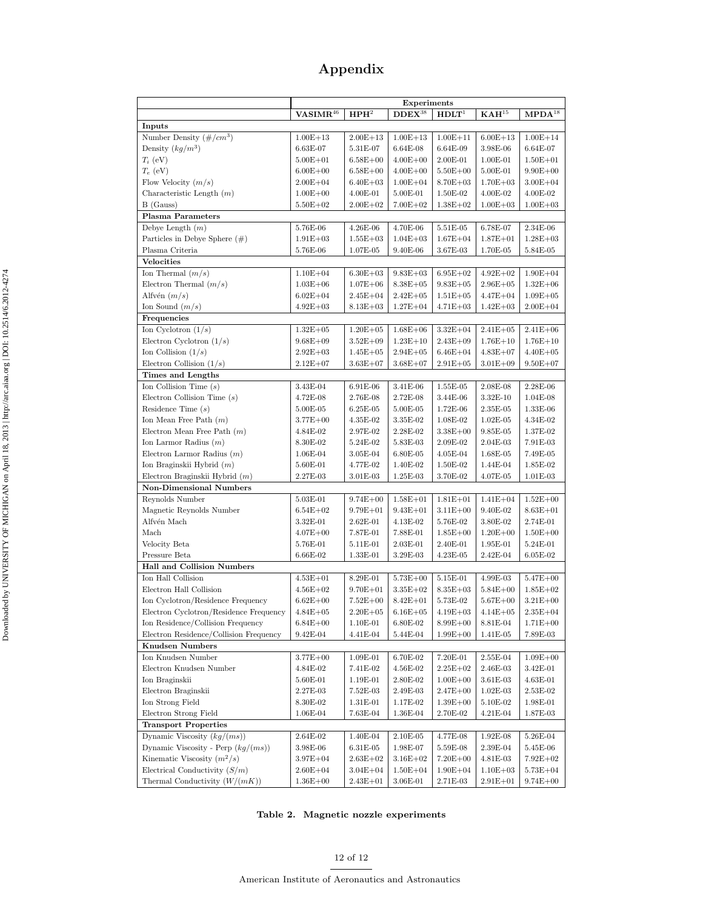# Appendix

| | Experiments | | | | | |
|---|---|---|---|---|---|---|
| | **VASIMR**[46] | **HPH**[2] | **DDEX**[38] | **HDLT**[1] | **KAH**[15] | **MPDA**[18] |
| **Inputs** | | | | | | |
| Number Density ($\#/cm^3$) | 1.00E+13 | 2.00E+13 | 1.00E+13 | 1.00E+11 | 6.00E+13 | 1.00E+14 |
| Density ($kg/m^3$) | 6.63E-07 | 5.31E-07 | 6.64E-08 | 6.64E-09 | 3.98E-06 | 6.64E-07 |
| $T_i$ (eV) | 5.00E+01 | 6.58E+00 | 4.00E+00 | 2.00E-01 | 1.00E-01 | 1.50E+01 |
| $T_e$ (eV) | 6.00E+00 | 6.58E+00 | 4.00E+00 | 5.50E+00 | 5.00E-01 | 9.90E+00 |
| Flow Velocity ($m/s$) | 2.00E+04 | 6.40E+03 | 1.00E+04 | 8.70E+03 | 1.70E+03 | 3.00E+04 |
| Characteristic Length ($m$) | 1.00E+00 | 4.00E-01 | 5.00E-01 | 1.50E-02 | 4.00E-02 | 4.00E-02 |
| B (Gauss) | 5.50E+02 | 2.00E+02 | 7.00E+02 | 1.38E+02 | 1.00E+03 | 1.00E+03 |
| **Plasma Parameters** | | | | | | |
| Debye Length ($m$) | 5.76E-06 | 4.26E-06 | 4.70E-06 | 5.51E-05 | 6.78E-07 | 2.34E-06 |
| Particles in Debye Sphere ($\#$) | 1.91E+03 | 1.55E+03 | 1.04E+03 | 1.67E+04 | 1.87E+01 | 1.28E+03 |
| Plasma Criteria | 5.76E-06 | 1.07E-05 | 9.40E-06 | 3.67E-03 | 1.70E-05 | 5.84E-05 |
| **Velocities** | | | | | | |
| Ion Thermal ($m/s$) | 1.10E+04 | 6.30E+03 | 9.83E+03 | 6.95E+02 | 4.92E+02 | 1.90E+04 |
| Electron Thermal ($m/s$) | 1.03E+06 | 1.07E+06 | 8.38E+05 | 9.83E+05 | 2.96E+05 | 1.32E+06 |
| Alfvén ($m/s$) | 6.02E+04 | 2.45E+04 | 2.42E+05 | 1.51E+05 | 4.47E+04 | 1.09E+05 |
| Ion Sound ($m/s$) | 4.92E+03 | 8.13E+03 | 1.27E+04 | 4.71E+03 | 1.42E+03 | 2.00E+04 |
| **Frequencies** | | | | | | |
| Ion Cyclotron ($1/s$) | 1.32E+05 | 1.20E+05 | 1.68E+06 | 3.32E+04 | 2.41E+05 | 2.41E+06 |
| Electron Cyclotron ($1/s$) | 9.68E+09 | 3.52E+09 | 1.23E+10 | 2.43E+09 | 1.76E+10 | 1.76E+10 |
| Ion Collision ($1/s$) | 2.92E+03 | 1.45E+05 | 2.94E+05 | 6.46E+04 | 4.83E+07 | 4.40E+05 |
| Electron Collision ($1/s$) | 2.12E+07 | 3.63E+07 | 3.68E+07 | 2.91E+05 | 3.01E+09 | 9.50E+07 |
| **Times and Lengths** | | | | | | |
| Ion Collision Time ($s$) | 3.43E-04 | 6.91E-06 | 3.41E-06 | 1.55E-05 | 2.08E-08 | 2.28E-06 |
| Electron Collision Time ($s$) | 4.72E-08 | 2.76E-08 | 2.72E-08 | 3.44E-06 | 3.32E-10 | 1.04E-08 |
| Residence Time ($s$) | 5.00E-05 | 6.25E-05 | 5.00E-05 | 1.72E-06 | 2.35E-05 | 1.33E-06 |
| Ion Mean Free Path ($m$) | 3.77E+00 | 4.35E-02 | 3.35E-02 | 1.08E-02 | 1.02E-05 | 4.34E-02 |
| Electron Mean Free Path ($m$) | 4.84E-02 | 2.97E-02 | 2.28E-02 | 3.38E+00 | 9.85E-05 | 1.37E-02 |
| Ion Larmor Radius ($m$) | 8.30E-02 | 5.24E-02 | 5.83E-03 | 2.09E-02 | 2.04E-03 | 7.91E-03 |
| Electron Larmor Radius ($m$) | 1.06E-04 | 3.05E-04 | 6.80E-05 | 4.05E-04 | 1.68E-05 | 7.49E-05 |
| Ion Braginskii Hybrid ($m$) | 5.60E-01 | 4.77E-02 | 1.40E-02 | 1.50E-02 | 1.44E-04 | 1.85E-02 |
| Electron Braginskii Hybrid ($m$) | 2.27E-03 | 3.01E-03 | 1.25E-03 | 3.70E-02 | 4.07E-05 | 1.01E-03 |
| **Non-Dimensional Numbers** | | | | | | |
| Reynolds Number | 5.03E-01 | 9.74E+00 | 1.58E+01 | 1.81E+01 | 1.41E+04 | 1.52E+00 |
| Magnetic Reynolds Number | 6.54E+02 | 9.79E+01 | 9.43E+01 | 3.11E+00 | 9.40E-02 | 8.63E+01 |
| Alfvén Mach | 3.32E-01 | 2.62E-01 | 4.13E-02 | 5.76E-02 | 3.80E-02 | 2.74E-01 |
| Mach | 4.07E+00 | 7.87E-01 | 7.88E-01 | 1.85E+00 | 1.20E+00 | 1.50E+00 |
| Velocity Beta | 5.76E-01 | 5.11E-01 | 2.03E-01 | 2.40E-01 | 1.95E-01 | 5.24E-01 |
| Pressure Beta | 6.66E-02 | 1.33E-01 | 3.29E-03 | 4.23E-05 | 2.42E-04 | 6.05E-02 |
| **Hall and Collision Numbers** | | | | | | |
| Ion Hall Collision | 4.53E+01 | 8.29E-01 | 5.73E+00 | 5.15E-01 | 4.99E-03 | 5.47E+00 |
| Electron Hall Collision | 4.56E+02 | 9.70E+01 | 3.35E+02 | 8.35E+03 | 5.84E+00 | 1.85E+02 |
| Ion Cyclotron/Residence Frequency | 6.62E+00 | 7.52E+00 | 8.42E+01 | 5.73E-02 | 5.67E+00 | 3.21E+00 |
| Electron Cyclotron/Residence Frequency | 4.84E+05 | 2.20E+05 | 6.16E+05 | 4.19E+03 | 4.14E+05 | 2.35E+04 |
| Ion Residence/Collision Frequency | 6.84E+00 | 1.10E-01 | 6.80E-02 | 8.99E+00 | 8.81E-04 | 1.71E+00 |
| Electron Residence/Collision Frequency | 9.42E-04 | 4.41E-04 | 5.44E-04 | 1.99E+00 | 1.41E-05 | 7.89E-03 |
| **Knudsen Numbers** | | | | | | |
| Ion Knudsen Number | 3.77E+00 | 1.09E-01 | 6.70E-02 | 7.20E-01 | 2.55E-04 | 1.09E+00 |
| Electron Knudsen Number | 4.84E-02 | 7.41E-02 | 4.56E-02 | 2.25E+02 | 2.46E-03 | 3.42E-01 |
| Ion Braginskii | 5.60E-01 | 1.19E-01 | 2.80E-02 | 1.00E+00 | 3.61E-03 | 4.63E-01 |
| Electron Braginskii | 2.27E-03 | 7.52E-03 | 2.49E-03 | 2.47E+00 | 1.02E-03 | 2.53E-02 |
| Ion Strong Field | 8.30E-02 | 1.31E-01 | 1.17E-02 | 1.39E+00 | 5.10E-02 | 1.98E-01 |
| Electron Strong Field | 1.06E-04 | 7.63E-04 | 1.36E-04 | 2.70E-02 | 4.21E-04 | 1.87E-03 |
| **Transport Properties** | | | | | | |
| Dynamic Viscosity ($kg/(ms)$) | 2.64E-02 | 1.40E-04 | 2.10E-05 | 4.77E-08 | 1.92E-08 | 5.26E-04 |
| Dynamic Viscosity - Perp ($kg/(ms)$) | 3.98E-06 | 6.31E-05 | 1.98E-07 | 5.59E-08 | 2.39E-04 | 5.45E-06 |
| Kinematic Viscosity ($m^2/s$) | 3.97E+04 | 2.63E+02 | 3.16E+02 | 7.20E+00 | 4.81E-03 | 7.92E+02 |
| Electrical Conductivity ($S/m$) | 2.60E+04 | 3.04E+04 | 1.50E+04 | 1.90E+04 | 1.10E+03 | 5.73E+04 |
| Thermal Conductivity ($W/(mK)$) | 1.36E+00 | 2.43E+01 | 3.06E-01 | 2.71E-03 | 2.91E+01 | 9.74E+00 |

**Table 2. Magnetic nozzle experiments**